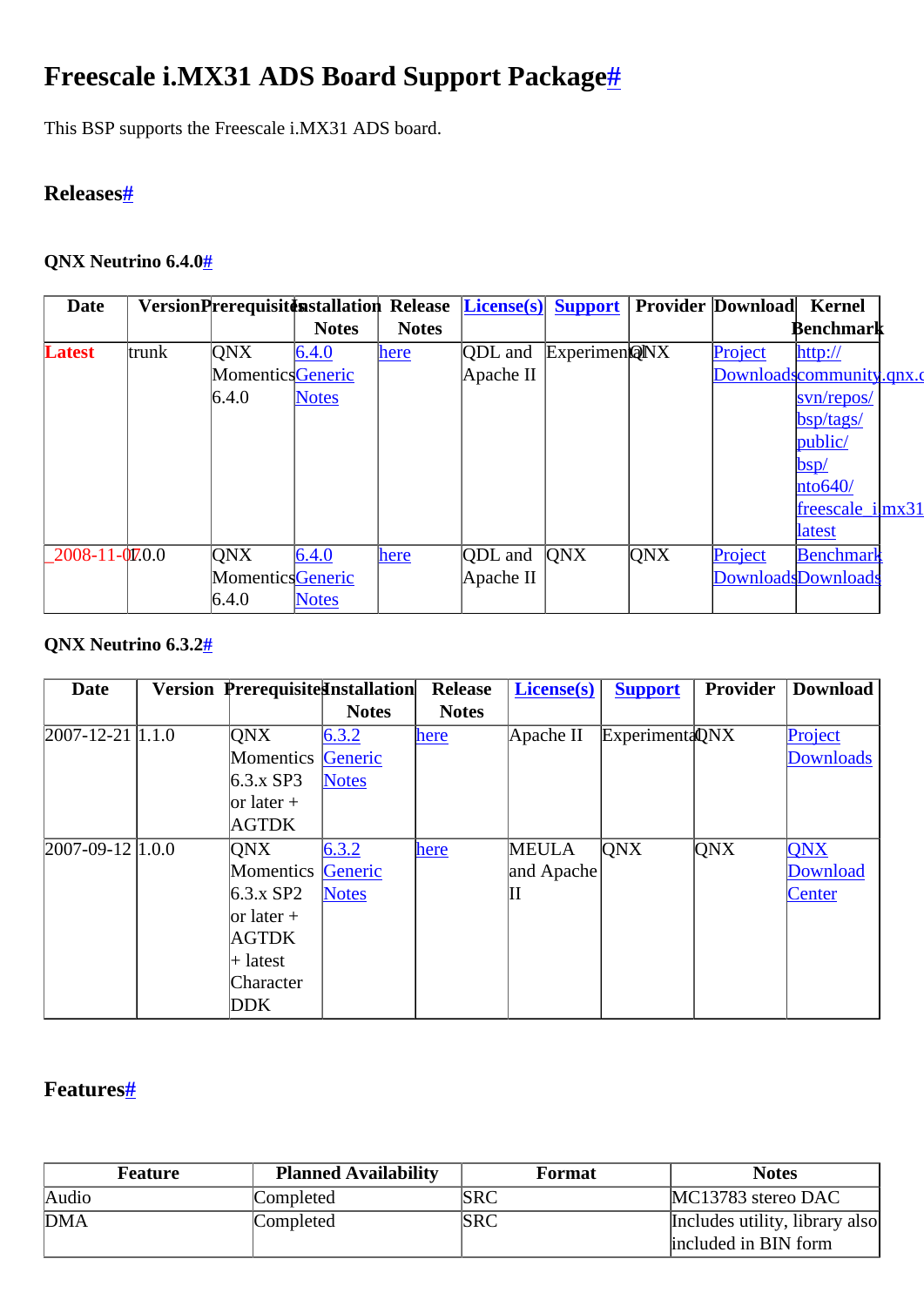# Freescale i.MX31 ADS Board Support Package#

This BSP supports the Freescale i.MX31 ADS board.

## Releases#

### QNX Neutrino 6.4.0#

| Date | Version | Prerequisites | Installation Notes | Release Notes | License(s) | Support | Provider | Download | Kernel Benchmark |
|---|---|---|---|---|---|---|---|---|---|
| Latest | trunk | QNX Momentics 6.4.0 | 6.4.0 Generic Notes | here | QDL and Apache II | Experimental | QNX | Project Downloads | http://community.qnx.com/svn/repos/bsp/tags/public/bsp/nto640/freescale_imx31 latest |
| 2008-11-07 | 1.0.0 | QNX Momentics 6.4.0 | 6.4.0 Generic Notes | here | QDL and Apache II | QNX | QNX | Project Downloads | Benchmark Downloads |

### QNX Neutrino 6.3.2#

| Date | Version | Prerequisites | Installation Notes | Release Notes | License(s) | Support | Provider | Download |
|---|---|---|---|---|---|---|---|---|
| 2007-12-21 | 1.1.0 | QNX Momentics 6.3.x SP3 or later + AGTDK | 6.3.2 Generic Notes | here | Apache II | Experimental | QNX | Project Downloads |
| 2007-09-12 | 1.0.0 | QNX Momentics 6.3.x SP2 or later + AGTDK + latest Character DDK | 6.3.2 Generic Notes | here | MEULA and Apache II | QNX | QNX | QNX Download Center |

## Features#

| Feature | Planned Availability | Format | Notes |
|---|---|---|---|
| Audio | Completed | SRC | MC13783 stereo DAC |
| DMA | Completed | SRC | Includes utility, library also included in BIN form |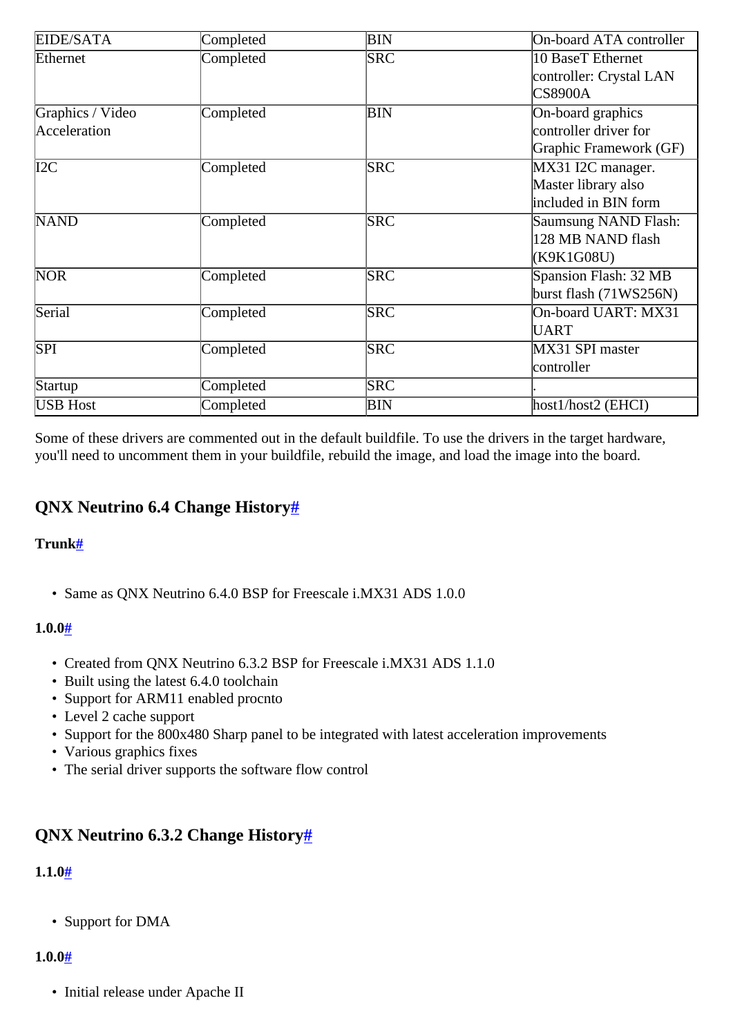| EIDE/SATA | Completed | BIN | On-board ATA controller |
|---|---|---|---|
| Ethernet | Completed | SRC | 10 BaseT Ethernet controller: Crystal LAN CS8900A |
| Graphics / Video Acceleration | Completed | BIN | On-board graphics controller driver for Graphic Framework (GF) |
| I2C | Completed | SRC | MX31 I2C manager. Master library also included in BIN form |
| NAND | Completed | SRC | Saumsung NAND Flash: 128 MB NAND flash (K9K1G08U) |
| NOR | Completed | SRC | Spansion Flash: 32 MB burst flash (71WS256N) |
| Serial | Completed | SRC | On-board UART: MX31 UART |
| SPI | Completed | SRC | MX31 SPI master controller |
| Startup | Completed | SRC | . |
| USB Host | Completed | BIN | host1/host2 (EHCI) |

Some of these drivers are commented out in the default buildfile. To use the drivers in the target hardware, you'll need to uncomment them in your buildfile, rebuild the image, and load the image into the board.

## QNX Neutrino 6.4 Change History#

### Trunk#

- Same as QNX Neutrino 6.4.0 BSP for Freescale i.MX31 ADS 1.0.0

### 1.0.0#

- Created from QNX Neutrino 6.3.2 BSP for Freescale i.MX31 ADS 1.1.0
- Built using the latest 6.4.0 toolchain
- Support for ARM11 enabled procnto
- Level 2 cache support
- Support for the 800x480 Sharp panel to be integrated with latest acceleration improvements
- Various graphics fixes
- The serial driver supports the software flow control

## QNX Neutrino 6.3.2 Change History#

### 1.1.0#

- Support for DMA

### 1.0.0#

- Initial release under Apache II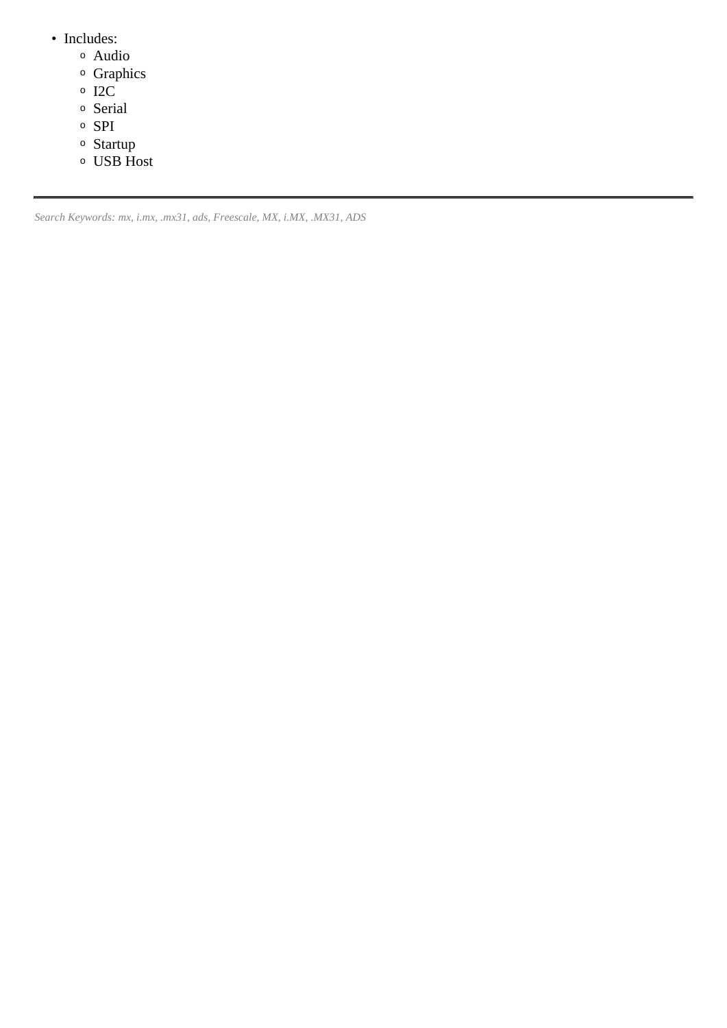- Includes:
  - Audio
  - Graphics
  - I2C
  - Serial
  - SPI
  - Startup
  - USB Host

---

*Search Keywords: mx, i.mx, .mx31, ads, Freescale, MX, i.MX, .MX31, ADS*